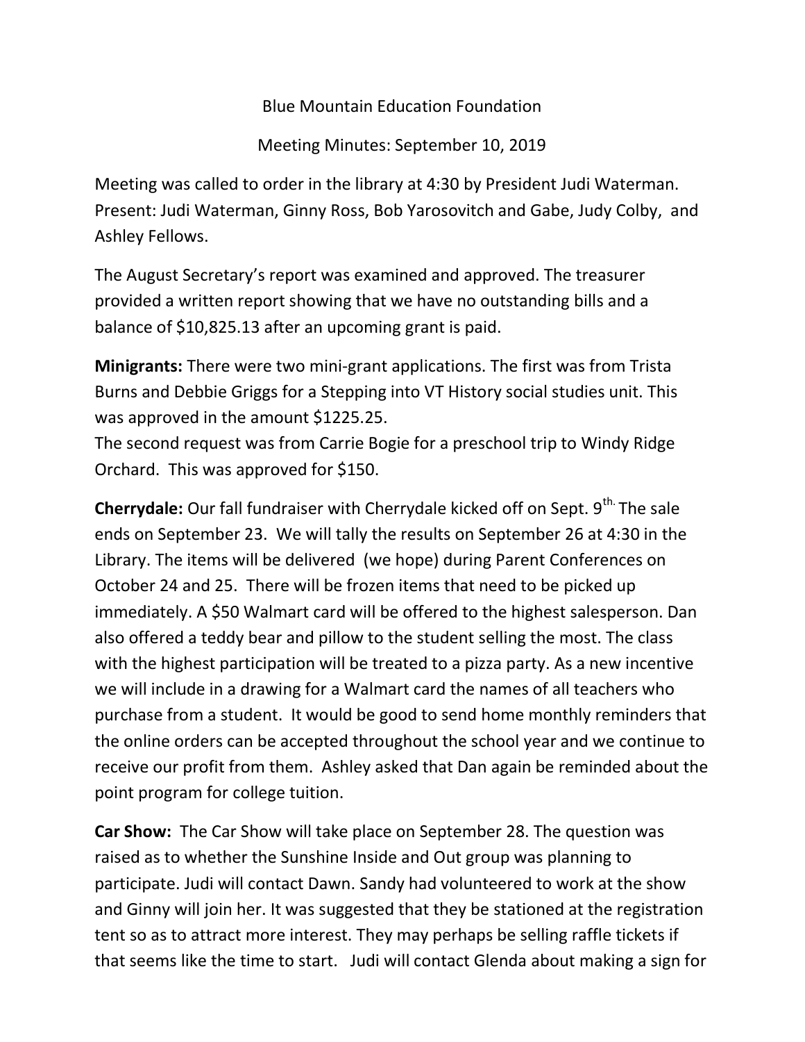Blue Mountain Education Foundation

Meeting Minutes: September 10, 2019

Meeting was called to order in the library at 4:30 by President Judi Waterman. Present: Judi Waterman, Ginny Ross, Bob Yarosovitch and Gabe, Judy Colby, and Ashley Fellows.

The August Secretary's report was examined and approved. The treasurer provided a written report showing that we have no outstanding bills and a balance of $10,825.13 after an upcoming grant is paid.

**Minigrants:** There were two mini-grant applications. The first was from Trista Burns and Debbie Griggs for a Stepping into VT History social studies unit. This was approved in the amount $1225.25.
The second request was from Carrie Bogie for a preschool trip to Windy Ridge Orchard. This was approved for $150.

**Cherrydale:** Our fall fundraiser with Cherrydale kicked off on Sept. 9th. The sale ends on September 23. We will tally the results on September 26 at 4:30 in the Library. The items will be delivered (we hope) during Parent Conferences on October 24 and 25. There will be frozen items that need to be picked up immediately. A $50 Walmart card will be offered to the highest salesperson. Dan also offered a teddy bear and pillow to the student selling the most. The class with the highest participation will be treated to a pizza party. As a new incentive we will include in a drawing for a Walmart card the names of all teachers who purchase from a student. It would be good to send home monthly reminders that the online orders can be accepted throughout the school year and we continue to receive our profit from them. Ashley asked that Dan again be reminded about the point program for college tuition.

**Car Show:** The Car Show will take place on September 28. The question was raised as to whether the Sunshine Inside and Out group was planning to participate. Judi will contact Dawn. Sandy had volunteered to work at the show and Ginny will join her. It was suggested that they be stationed at the registration tent so as to attract more interest. They may perhaps be selling raffle tickets if that seems like the time to start. Judi will contact Glenda about making a sign for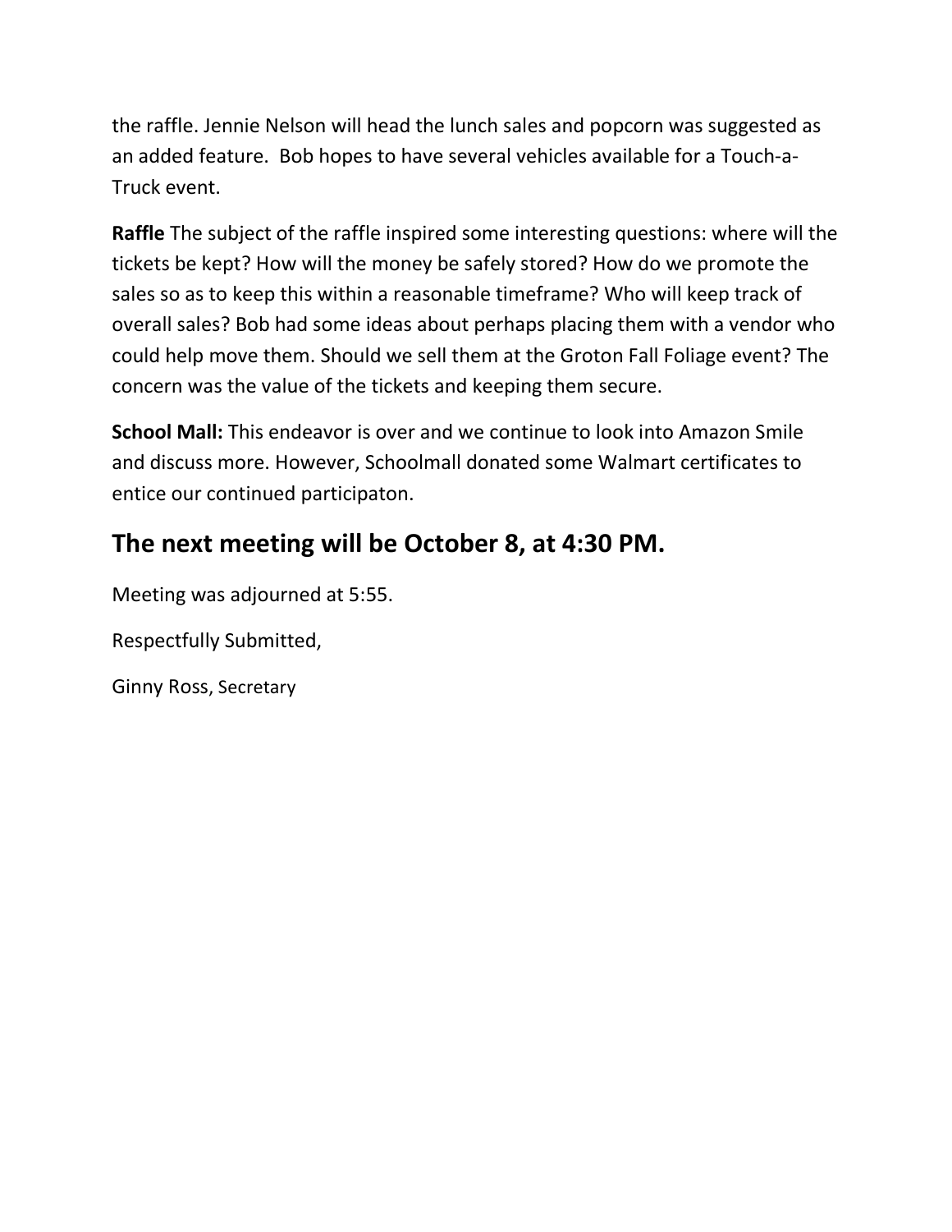the raffle. Jennie Nelson will head the lunch sales and popcorn was suggested as an added feature. Bob hopes to have several vehicles available for a Touch-a-Truck event.

**Raffle** The subject of the raffle inspired some interesting questions: where will the tickets be kept? How will the money be safely stored? How do we promote the sales so as to keep this within a reasonable timeframe? Who will keep track of overall sales? Bob had some ideas about perhaps placing them with a vendor who could help move them. Should we sell them at the Groton Fall Foliage event? The concern was the value of the tickets and keeping them secure.

**School Mall:** This endeavor is over and we continue to look into Amazon Smile and discuss more. However, Schoolmall donated some Walmart certificates to entice our continued participaton.

## The next meeting will be October 8, at 4:30 PM.

Meeting was adjourned at 5:55.

Respectfully Submitted,

Ginny Ross, Secretary